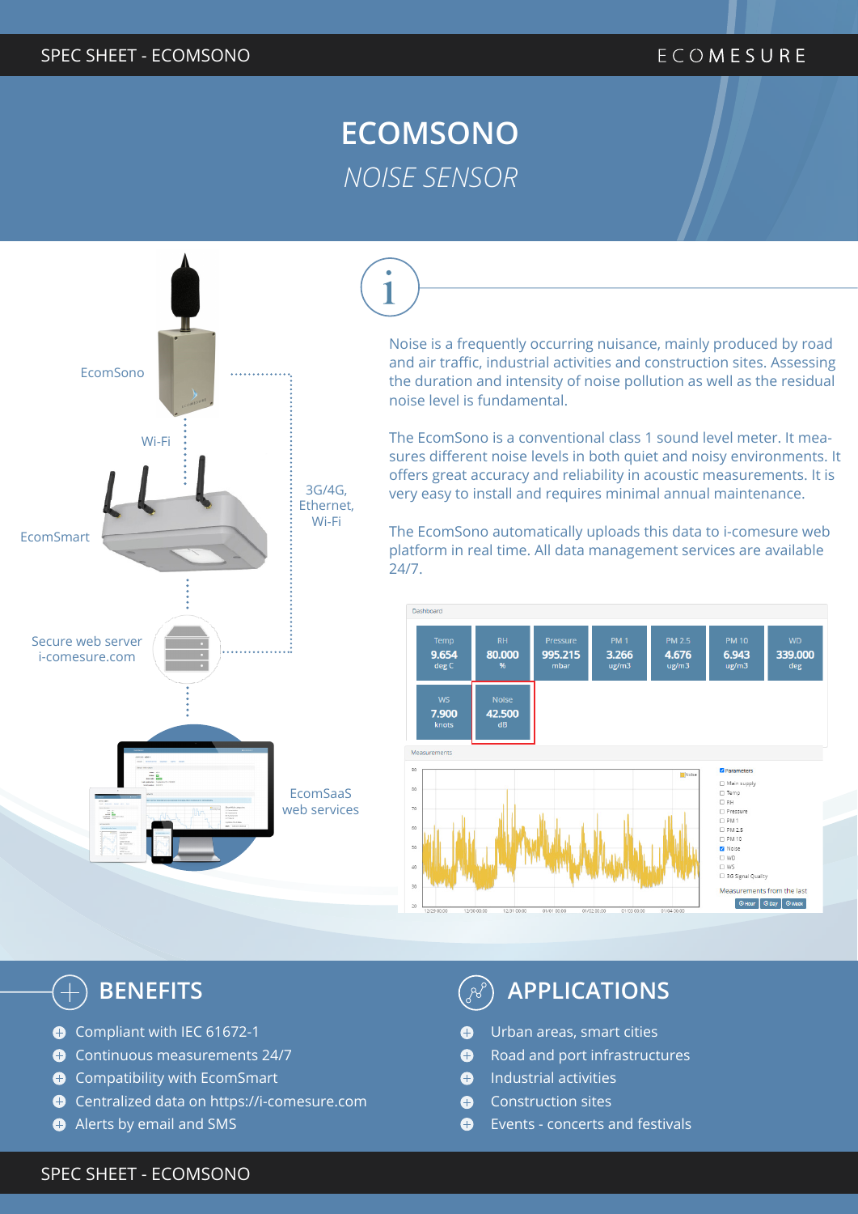# ECOMSONO

*NOISE SENSOR*

EcomSono

Wi-Fi

EcomSmart

3G/4G, Ethernet, Wi-Fi

Secure web server i-comesure.com

EcomSaaS web services

Noise is a frequently occurring nuisance, mainly produced by road and air traffic, industrial activities and construction sites. Assessing the duration and intensity of noise pollution as well as the residual noise level is fundamental.

The EcomSono is a conventional class 1 sound level meter. It measures different noise levels in both quiet and noisy environments. It offers great accuracy and reliability in acoustic measurements. It is very easy to install and requires minimal annual maintenance.

The EcomSono automatically uploads this data to i-comesure web platform in real time. All data management services are available 24/7.

## BENEFITS

- Compliant with IEC 61672-1
- Continuous measurements 24/7
- Compatibility with EcomSmart
- Centralized data on https://i-comesure.com
- Alerts by email and SMS

## APPLICATIONS

- Urban areas, smart cities
- Road and port infrastructures
- Industrial activities
- Construction sites
- Events - concerts and festivals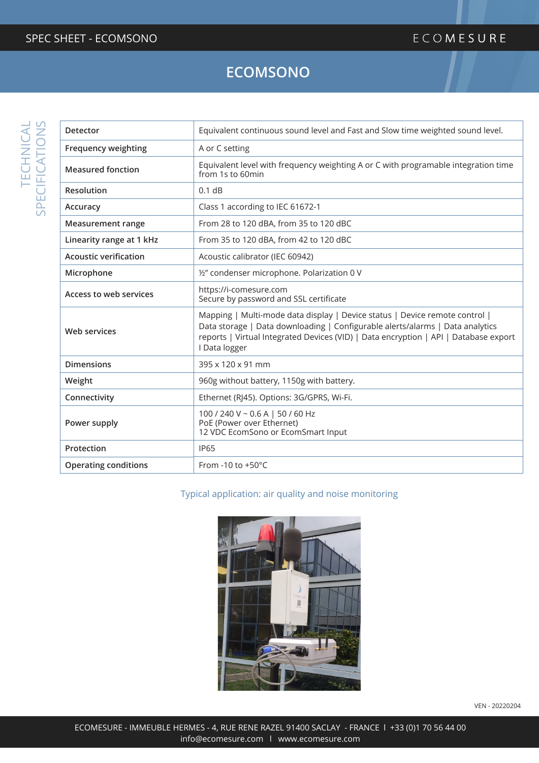# ECOMSONO

TECHNICAL SPECIFICATIONS

| | |
|---|---|
| **Detector** | Equivalent continuous sound level and Fast and Slow time weighted sound level. |
| **Frequency weighting** | A or C setting |
| **Measured fonction** | Equivalent level with frequency weighting A or C with programable integration time from 1s to 60min |
| **Resolution** | 0.1 dB |
| **Accuracy** | Class 1 according to IEC 61672-1 |
| **Measurement range** | From 28 to 120 dBA, from 35 to 120 dBC |
| **Linearity range at 1 kHz** | From 35 to 120 dBA, from 42 to 120 dBC |
| **Acoustic verification** | Acoustic calibrator (IEC 60942) |
| **Microphone** | ½" condenser microphone. Polarization 0 V |
| **Access to web services** | https://i-comesure.com<br>Secure by password and SSL certificate |
| **Web services** | Mapping \| Multi-mode data display \| Device status \| Device remote control \| Data storage \| Data downloading \| Configurable alerts/alarms \| Data analytics reports \| Virtual Integrated Devices (VID) \| Data encryption \| API \| Database export I Data logger |
| **Dimensions** | 395 x 120 x 91 mm |
| **Weight** | 960g without battery, 1150g with battery. |
| **Connectivity** | Ethernet (RJ45). Options: 3G/GPRS, Wi-Fi. |
| **Power supply** | 100 / 240 V ~ 0.6 A \| 50 / 60 Hz<br>PoE (Power over Ethernet)<br>12 VDC EcomSono or EcomSmart Input |
| **Protection** | IP65 |
| **Operating conditions** | From -10 to +50°C |

Typical application: air quality and noise monitoring

VEN - 20220204

ECOMESURE - IMMEUBLE HERMES - 4, RUE RENE RAZEL 91400 SACLAY - FRANCE I +33 (0)1 70 56 44 00
info@ecomesure.com I www.ecomesure.com